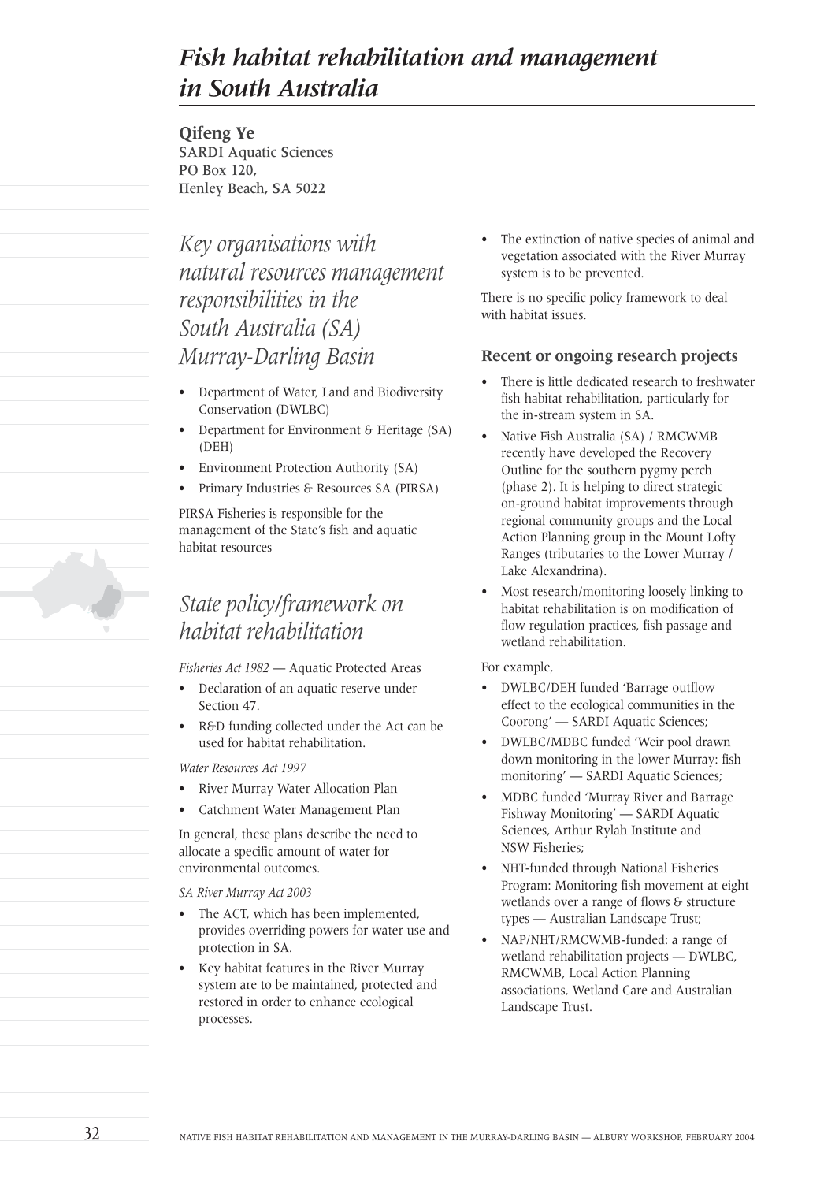# *Fish habitat rehabilitation and management in South Australia*

**Qifeng Ye**
SARDI Aquatic Sciences
PO Box 120,
Henley Beach, SA 5022

## *Key organisations with natural resources management responsibilities in the South Australia (SA) Murray-Darling Basin*

- Department of Water, Land and Biodiversity Conservation (DWLBC)
- Department for Environment & Heritage (SA) (DEH)
- Environment Protection Authority (SA)
- Primary Industries & Resources SA (PIRSA)

PIRSA Fisheries is responsible for the management of the State's fish and aquatic habitat resources

## *State policy/framework on habitat rehabilitation*

*Fisheries Act 1982* — Aquatic Protected Areas

- Declaration of an aquatic reserve under Section 47.
- R&D funding collected under the Act can be used for habitat rehabilitation.

*Water Resources Act 1997*

- River Murray Water Allocation Plan
- Catchment Water Management Plan

In general, these plans describe the need to allocate a specific amount of water for environmental outcomes.

*SA River Murray Act 2003*

- The ACT, which has been implemented, provides overriding powers for water use and protection in SA.
- Key habitat features in the River Murray system are to be maintained, protected and restored in order to enhance ecological processes.
- The extinction of native species of animal and vegetation associated with the River Murray system is to be prevented.

There is no specific policy framework to deal with habitat issues.

### Recent or ongoing research projects

- There is little dedicated research to freshwater fish habitat rehabilitation, particularly for the in-stream system in SA.
- Native Fish Australia (SA) / RMCWMB recently have developed the Recovery Outline for the southern pygmy perch (phase 2). It is helping to direct strategic on-ground habitat improvements through regional community groups and the Local Action Planning group in the Mount Lofty Ranges (tributaries to the Lower Murray / Lake Alexandrina).
- Most research/monitoring loosely linking to habitat rehabilitation is on modification of flow regulation practices, fish passage and wetland rehabilitation.

For example,

- DWLBC/DEH funded 'Barrage outflow effect to the ecological communities in the Coorong' — SARDI Aquatic Sciences;
- DWLBC/MDBC funded 'Weir pool drawn down monitoring in the lower Murray: fish monitoring' — SARDI Aquatic Sciences;
- MDBC funded 'Murray River and Barrage Fishway Monitoring' — SARDI Aquatic Sciences, Arthur Rylah Institute and NSW Fisheries;
- NHT-funded through National Fisheries Program: Monitoring fish movement at eight wetlands over a range of flows & structure types — Australian Landscape Trust;
- NAP/NHT/RMCWMB-funded: a range of wetland rehabilitation projects — DWLBC, RMCWMB, Local Action Planning associations, Wetland Care and Australian Landscape Trust.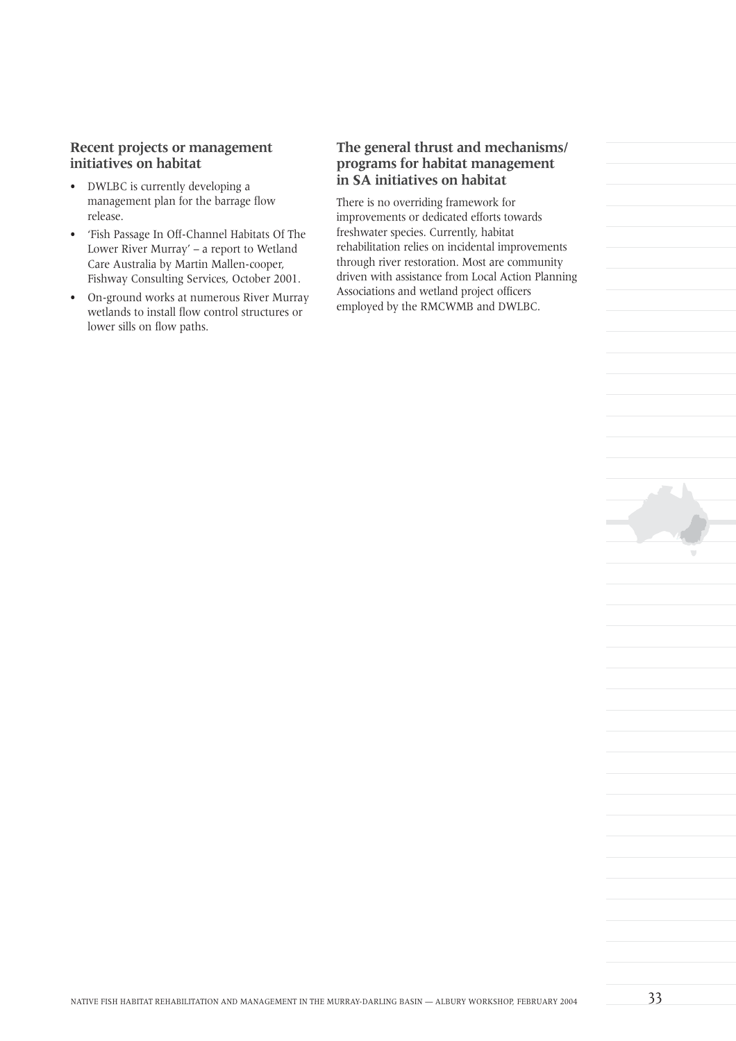### Recent projects or management initiatives on habitat

- DWLBC is currently developing a management plan for the barrage flow release.
- 'Fish Passage In Off-Channel Habitats Of The Lower River Murray' – a report to Wetland Care Australia by Martin Mallen-cooper, Fishway Consulting Services, October 2001.
- On-ground works at numerous River Murray wetlands to install flow control structures or lower sills on flow paths.

### The general thrust and mechanisms/ programs for habitat management in SA initiatives on habitat

There is no overriding framework for improvements or dedicated efforts towards freshwater species. Currently, habitat rehabilitation relies on incidental improvements through river restoration. Most are community driven with assistance from Local Action Planning Associations and wetland project officers employed by the RMCWMB and DWLBC.